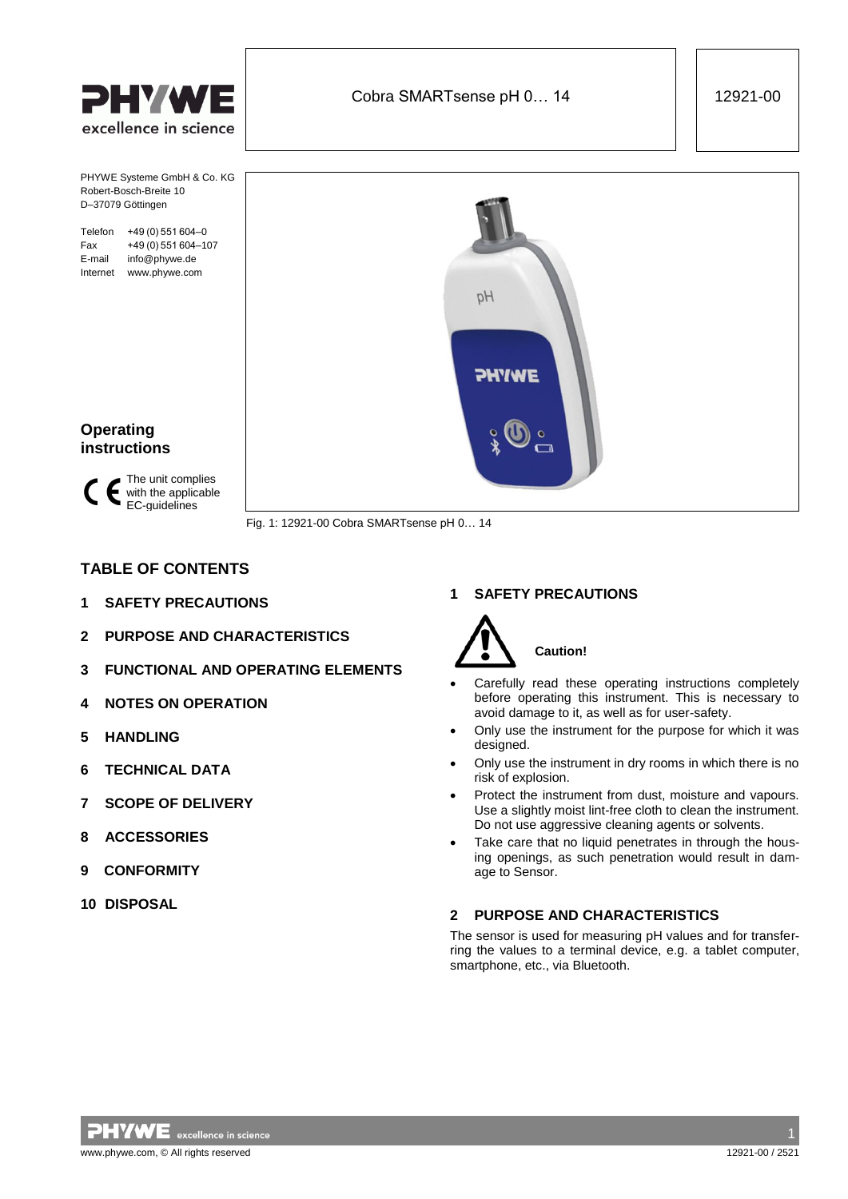# Cobra SMARTsense pH 0… 14

12921-00

PHYWE Systeme GmbH & Co. KG
Robert-Bosch-Breite 10
D–37079 Göttingen

Telefon +49 (0) 551 604–0
Fax +49 (0) 551 604–107
E-mail info@phywe.de
Internet www.phywe.com

## Operating instructions

The unit complies with the applicable EC-guidelines

Fig. 1: 12921-00 Cobra SMARTsense pH 0… 14

## TABLE OF CONTENTS

1 SAFETY PRECAUTIONS
2 PURPOSE AND CHARACTERISTICS
3 FUNCTIONAL AND OPERATING ELEMENTS
4 NOTES ON OPERATION
5 HANDLING
6 TECHNICAL DATA
7 SCOPE OF DELIVERY
8 ACCESSORIES
9 CONFORMITY
10 DISPOSAL

## 1 SAFETY PRECAUTIONS

**Caution!**

- Carefully read these operating instructions completely before operating this instrument. This is necessary to avoid damage to it, as well as for user-safety.
- Only use the instrument for the purpose for which it was designed.
- Only use the instrument in dry rooms in which there is no risk of explosion.
- Protect the instrument from dust, moisture and vapours. Use a slightly moist lint-free cloth to clean the instrument. Do not use aggressive cleaning agents or solvents.
- Take care that no liquid penetrates in through the housing openings, as such penetration would result in damage to Sensor.

## 2 PURPOSE AND CHARACTERISTICS

The sensor is used for measuring pH values and for transferring the values to a terminal device, e.g. a tablet computer, smartphone, etc., via Bluetooth.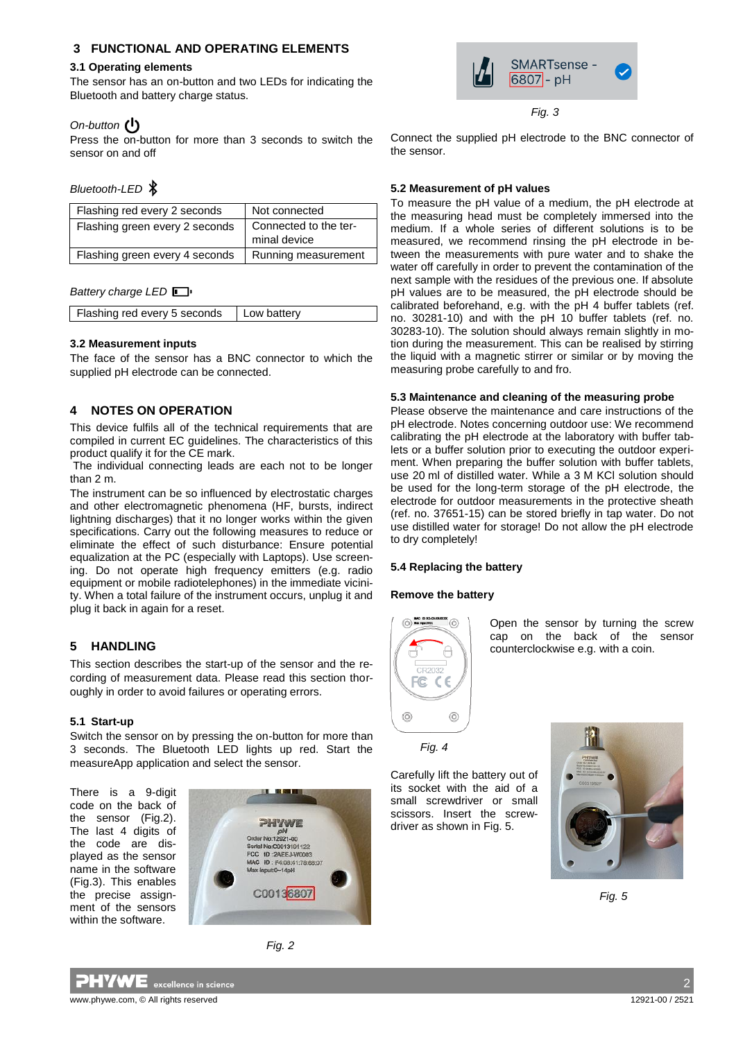## 3 FUNCTIONAL AND OPERATING ELEMENTS

### 3.1 Operating elements

The sensor has an on-button and two LEDs for indicating the Bluetooth and battery charge status.

*On-button*

Press the on-button for more than 3 seconds to switch the sensor on and off

*Bluetooth-LED*

| Flashing red every 2 seconds | Not connected |
|---|---|
| Flashing green every 2 seconds | Connected to the terminal device |
| Flashing green every 4 seconds | Running measurement |

*Battery charge LED*

| Flashing red every 5 seconds | Low battery |
|---|---|

### 3.2 Measurement inputs

The face of the sensor has a BNC connector to which the supplied pH electrode can be connected.

## 4 NOTES ON OPERATION

This device fulfils all of the technical requirements that are compiled in current EC guidelines. The characteristics of this product qualify it for the CE mark.

The individual connecting leads are each not to be longer than 2 m.

The instrument can be so influenced by electrostatic charges and other electromagnetic phenomena (HF, bursts, indirect lightning discharges) that it no longer works within the given specifications. Carry out the following measures to reduce or eliminate the effect of such disturbance: Ensure potential equalization at the PC (especially with Laptops). Use screening. Do not operate high frequency emitters (e.g. radio equipment or mobile radiotelephones) in the immediate vicinity. When a total failure of the instrument occurs, unplug it and plug it back in again for a reset.

## 5 HANDLING

This section describes the start-up of the sensor and the recording of measurement data. Please read this section thoroughly in order to avoid failures or operating errors.

### 5.1 Start-up

Switch the sensor on by pressing the on-button for more than 3 seconds. The Bluetooth LED lights up red. Start the measureApp application and select the sensor.

There is a 9-digit code on the back of the sensor (Fig.2). The last 4 digits of the code are displayed as the sensor name in the software (Fig.3). This enables the precise assignment of the sensors within the software.

*Fig. 2*

*Fig. 3*

Connect the supplied pH electrode to the BNC connector of the sensor.

### 5.2 Measurement of pH values

To measure the pH value of a medium, the pH electrode at the measuring head must be completely immersed into the medium. If a whole series of different solutions is to be measured, we recommend rinsing the pH electrode in between the measurements with pure water and to shake the water off carefully in order to prevent the contamination of the next sample with the residues of the previous one. If absolute pH values are to be measured, the pH electrode should be calibrated beforehand, e.g. with the pH 4 buffer tablets (ref. no. 30281-10) and with the pH 10 buffer tablets (ref. no. 30283-10). The solution should always remain slightly in motion during the measurement. This can be realised by stirring the liquid with a magnetic stirrer or similar or by moving the measuring probe carefully to and fro.

### 5.3 Maintenance and cleaning of the measuring probe

Please observe the maintenance and care instructions of the pH electrode. Notes concerning outdoor use: We recommend calibrating the pH electrode at the laboratory with buffer tablets or a buffer solution prior to executing the outdoor experiment. When preparing the buffer solution with buffer tablets, use 20 ml of distilled water. While a 3 M KCl solution should be used for the long-term storage of the pH electrode, the electrode for outdoor measurements in the protective sheath (ref. no. 37651-15) can be stored briefly in tap water. Do not use distilled water for storage! Do not allow the pH electrode to dry completely!

### 5.4 Replacing the battery

**Remove the battery**

Open the sensor by turning the screw cap on the back of the sensor counterclockwise e.g. with a coin.

*Fig. 4*

Carefully lift the battery out of its socket with the aid of a small screwdriver or small scissors. Insert the screwdriver as shown in Fig. 5.

*Fig. 5*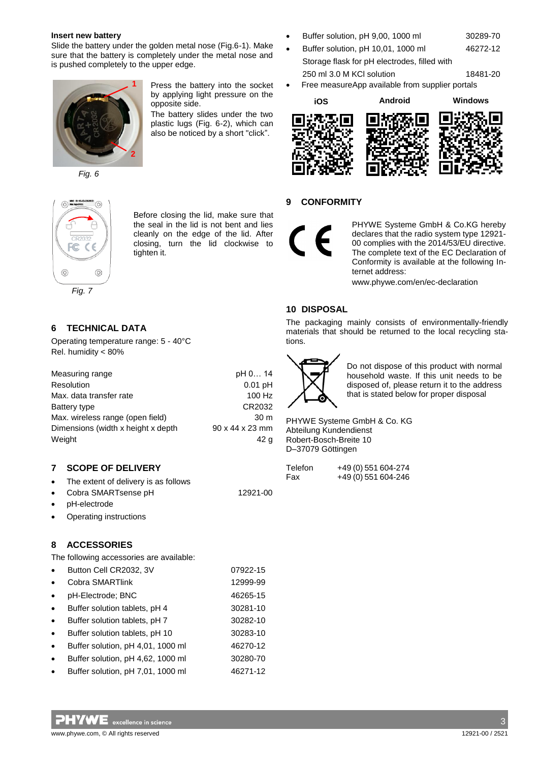**Insert new battery**

Slide the battery under the golden metal nose (Fig.6-1). Make sure that the battery is completely under the metal nose and is pushed completely to the upper edge.

Press the battery into the socket by applying light pressure on the opposite side.

The battery slides under the two plastic lugs (Fig. 6-2), which can also be noticed by a short "click".

*Fig. 6*

Before closing the lid, make sure that the seal in the lid is not bent and lies cleanly on the edge of the lid. After closing, turn the lid clockwise to tighten it.

*Fig. 7*

## 6 TECHNICAL DATA

Operating temperature range: 5 - 40°C
Rel. humidity < 80%

| | |
|---|---|
| Measuring range | pH 0… 14 |
| Resolution | 0.01 pH |
| Max. data transfer rate | 100 Hz |
| Battery type | CR2032 |
| Max. wireless range (open field) | 30 m |
| Dimensions (width x height x depth | 90 x 44 x 23 mm |
| Weight | 42 g |

## 7 SCOPE OF DELIVERY

- The extent of delivery is as follows
- Cobra SMARTsense pH 12921-00
- pH-electrode
- Operating instructions

## 8 ACCESSORIES

The following accessories are available:

- Button Cell CR2032, 3V 07922-15
- Cobra SMARTlink 12999-99
- pH-Electrode; BNC 46265-15
- Buffer solution tablets, pH 4 30281-10
- Buffer solution tablets, pH 7 30282-10
- Buffer solution tablets, pH 10 30283-10
- Buffer solution, pH 4,01, 1000 ml 46270-12
- Buffer solution, pH 4,62, 1000 ml 30280-70
- Buffer solution, pH 7,01, 1000 ml 46271-12
- Buffer solution, pH 9,00, 1000 ml 30289-70
- Buffer solution, pH 10,01, 1000 ml 46272-12
  Storage flask for pH electrodes, filled with 250 ml 3.0 M KCl solution 18481-20
- Free measureApp available from supplier portals

iOS | Android | Windows

## 9 CONFORMITY

PHYWE Systeme GmbH & Co.KG hereby declares that the radio system type 12921-00 complies with the 2014/53/EU directive. The complete text of the EC Declaration of Conformity is available at the following Internet address:
www.phywe.com/en/ec-declaration

## 10 DISPOSAL

The packaging mainly consists of environmentally-friendly materials that should be returned to the local recycling stations.

Do not dispose of this product with normal household waste. If this unit needs to be disposed of, please return it to the address that is stated below for proper disposal

PHYWE Systeme GmbH & Co. KG
Abteilung Kundendienst
Robert-Bosch-Breite 10
D–37079 Göttingen

Telefon +49 (0) 551 604-274
Fax +49 (0) 551 604-246